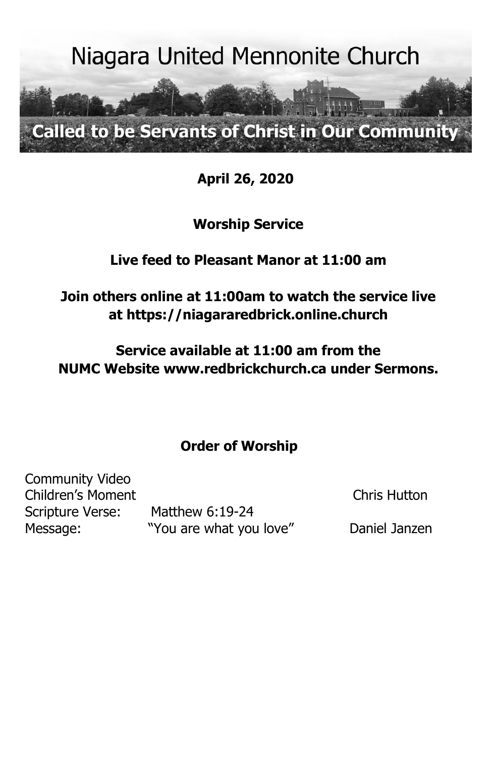# Niagara United Mennonite Church

**Called to be Servants of Christ in Our Community**

**April 26, 2020**

**Worship Service**

**Live feed to Pleasant Manor at 11:00 am**

**Join others online at 11:00am to watch the service live at https://niagararedbrick.online.church**

**Service available at 11:00 am from the NUMC Website www.redbrickchurch.ca under Sermons.**

## Order of Worship

| | | |
|---|---|---|
| Community Video | | |
| Children's Moment | | Chris Hutton |
| Scripture Verse: | Matthew 6:19-24 | |
| Message: | "You are what you love" | Daniel Janzen |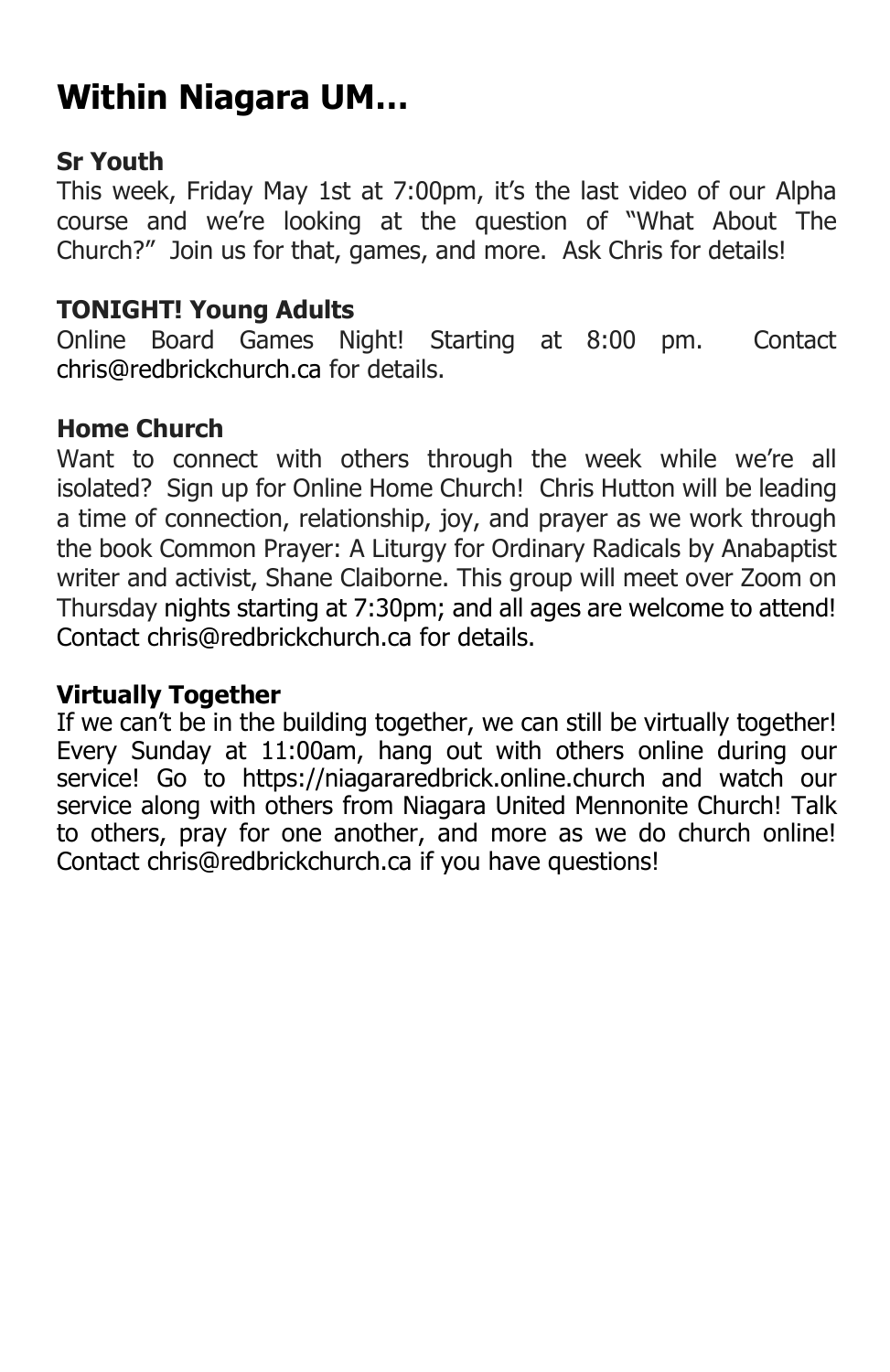# Within Niagara UM…

### Sr Youth

This week, Friday May 1st at 7:00pm, it's the last video of our Alpha course and we're looking at the question of "What About The Church?" Join us for that, games, and more. Ask Chris for details!

### TONIGHT! Young Adults

Online Board Games Night! Starting at 8:00 pm. Contact chris@redbrickchurch.ca for details.

### Home Church

Want to connect with others through the week while we're all isolated? Sign up for Online Home Church! Chris Hutton will be leading a time of connection, relationship, joy, and prayer as we work through the book Common Prayer: A Liturgy for Ordinary Radicals by Anabaptist writer and activist, Shane Claiborne. This group will meet over Zoom on Thursday nights starting at 7:30pm; and all ages are welcome to attend! Contact chris@redbrickchurch.ca for details.

### Virtually Together

If we can't be in the building together, we can still be virtually together! Every Sunday at 11:00am, hang out with others online during our service! Go to https://niagararedbrick.online.church and watch our service along with others from Niagara United Mennonite Church! Talk to others, pray for one another, and more as we do church online! Contact chris@redbrickchurch.ca if you have questions!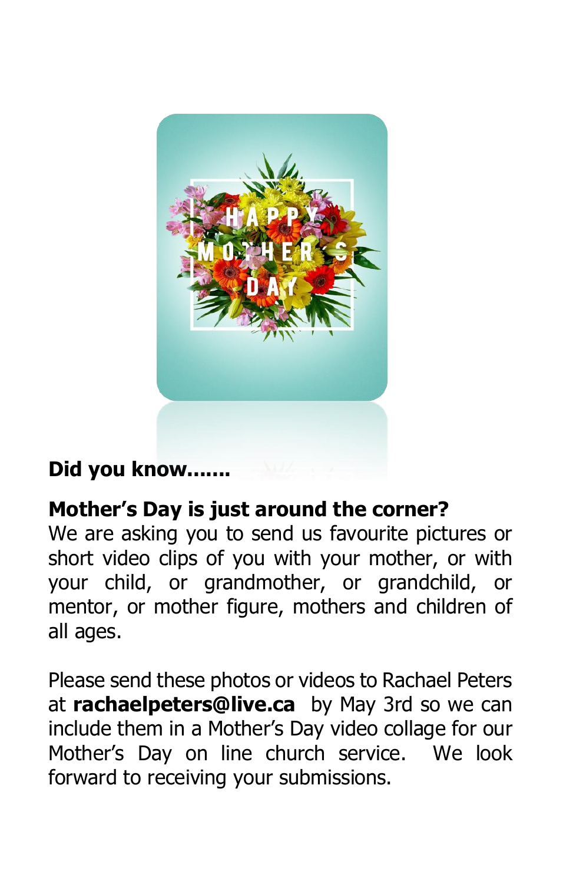**Did you know…….**

**Mother's Day is just around the corner?**
We are asking you to send us favourite pictures or short video clips of you with your mother, or with your child, or grandmother, or grandchild, or mentor, or mother figure, mothers and children of all ages.

Please send these photos or videos to Rachael Peters at **rachaelpeters@live.ca** by May 3rd so we can include them in a Mother's Day video collage for our Mother's Day on line church service. We look forward to receiving your submissions.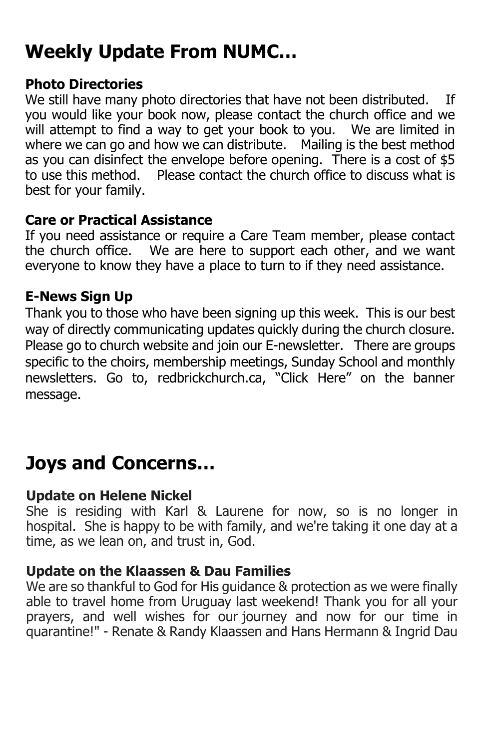# Weekly Update From NUMC…

### Photo Directories

We still have many photo directories that have not been distributed. If you would like your book now, please contact the church office and we will attempt to find a way to get your book to you. We are limited in where we can go and how we can distribute. Mailing is the best method as you can disinfect the envelope before opening. There is a cost of $5 to use this method. Please contact the church office to discuss what is best for your family.

### Care or Practical Assistance

If you need assistance or require a Care Team member, please contact the church office. We are here to support each other, and we want everyone to know they have a place to turn to if they need assistance.

### E-News Sign Up

Thank you to those who have been signing up this week. This is our best way of directly communicating updates quickly during the church closure. Please go to church website and join our E-newsletter. There are groups specific to the choirs, membership meetings, Sunday School and monthly newsletters. Go to, redbrickchurch.ca, "Click Here" on the banner message.

# Joys and Concerns…

### Update on Helene Nickel

She is residing with Karl & Laurene for now, so is no longer in hospital. She is happy to be with family, and we're taking it one day at a time, as we lean on, and trust in, God.

### Update on the Klaassen & Dau Families

We are so thankful to God for His guidance & protection as we were finally able to travel home from Uruguay last weekend! Thank you for all your prayers, and well wishes for our journey and now for our time in quarantine!" - Renate & Randy Klaassen and Hans Hermann & Ingrid Dau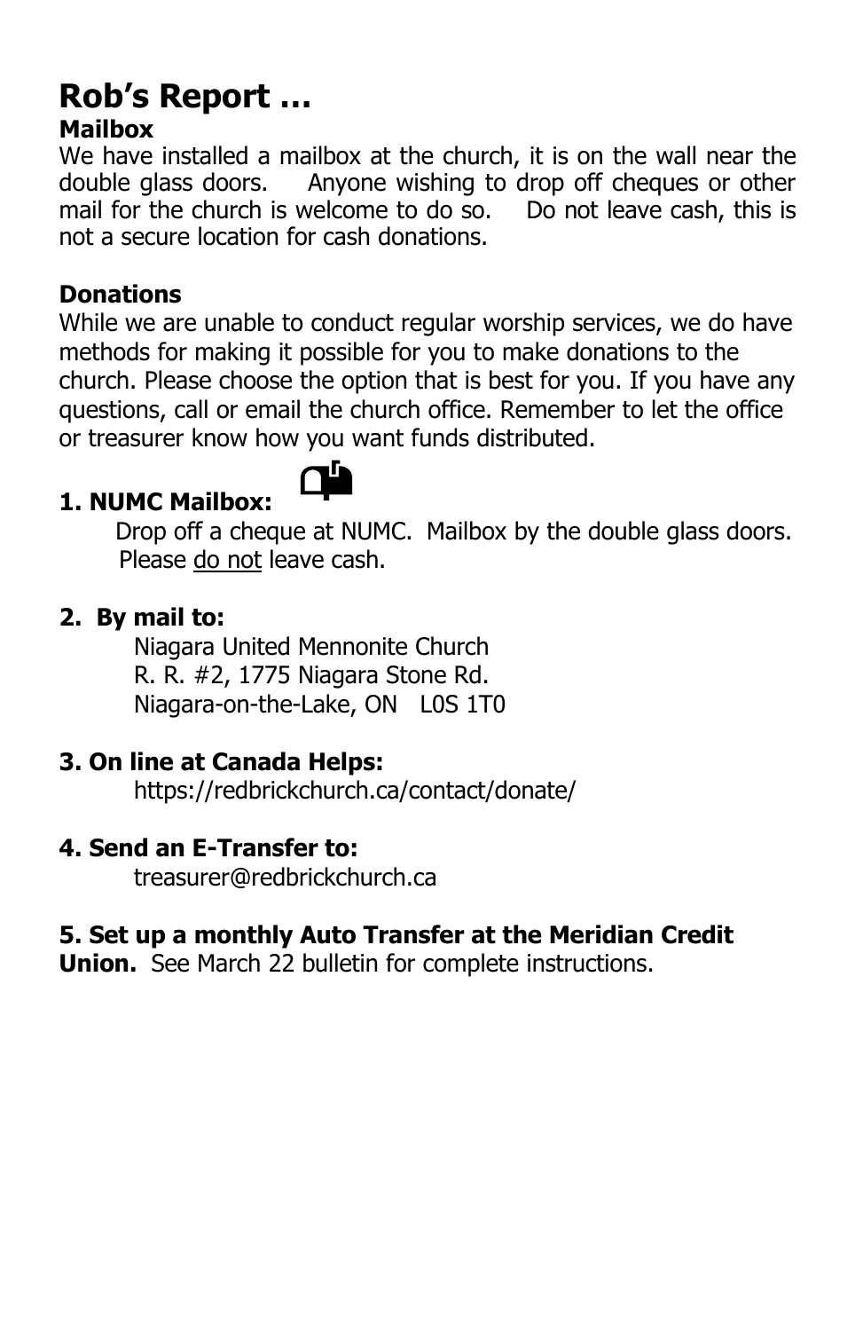# Rob's Report …

**Mailbox**

We have installed a mailbox at the church, it is on the wall near the double glass doors. Anyone wishing to drop off cheques or other mail for the church is welcome to do so. Do not leave cash, this is not a secure location for cash donations.

**Donations**

While we are unable to conduct regular worship services, we do have methods for making it possible for you to make donations to the church. Please choose the option that is best for you. If you have any questions, call or email the church office. Remember to let the office or treasurer know how you want funds distributed.

**1. NUMC Mailbox:**

Drop off a cheque at NUMC. Mailbox by the double glass doors. Please do not leave cash.

**2. By mail to:**

Niagara United Mennonite Church
R. R. #2, 1775 Niagara Stone Rd.
Niagara-on-the-Lake, ON L0S 1T0

**3. On line at Canada Helps:**

https://redbrickchurch.ca/contact/donate/

**4. Send an E-Transfer to:**

treasurer@redbrickchurch.ca

**5. Set up a monthly Auto Transfer at the Meridian Credit Union.** See March 22 bulletin for complete instructions.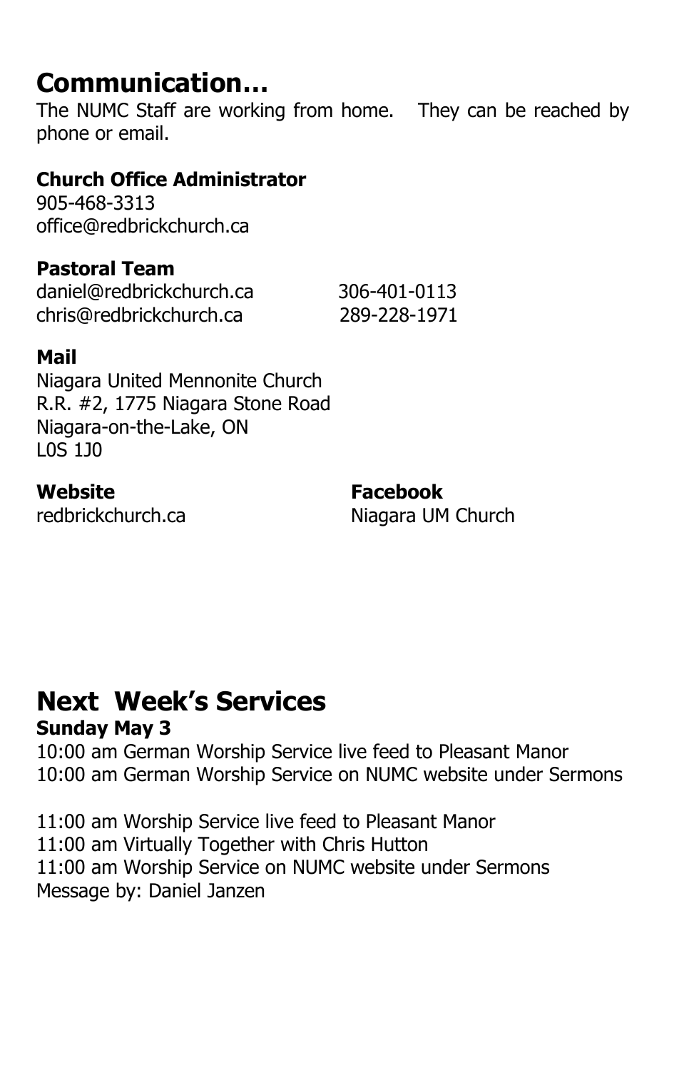## Communication…

The NUMC Staff are working from home. They can be reached by phone or email.

**Church Office Administrator**
905-468-3313
office@redbrickchurch.ca

**Pastoral Team**
daniel@redbrickchurch.ca 306-401-0113
chris@redbrickchurch.ca 289-228-1971

**Mail**
Niagara United Mennonite Church
R.R. #2, 1775 Niagara Stone Road
Niagara-on-the-Lake, ON
L0S 1J0

**Website**
redbrickchurch.ca

**Facebook**
Niagara UM Church

## Next Week's Services

**Sunday May 3**
10:00 am German Worship Service live feed to Pleasant Manor
10:00 am German Worship Service on NUMC website under Sermons

11:00 am Worship Service live feed to Pleasant Manor
11:00 am Virtually Together with Chris Hutton
11:00 am Worship Service on NUMC website under Sermons
Message by: Daniel Janzen